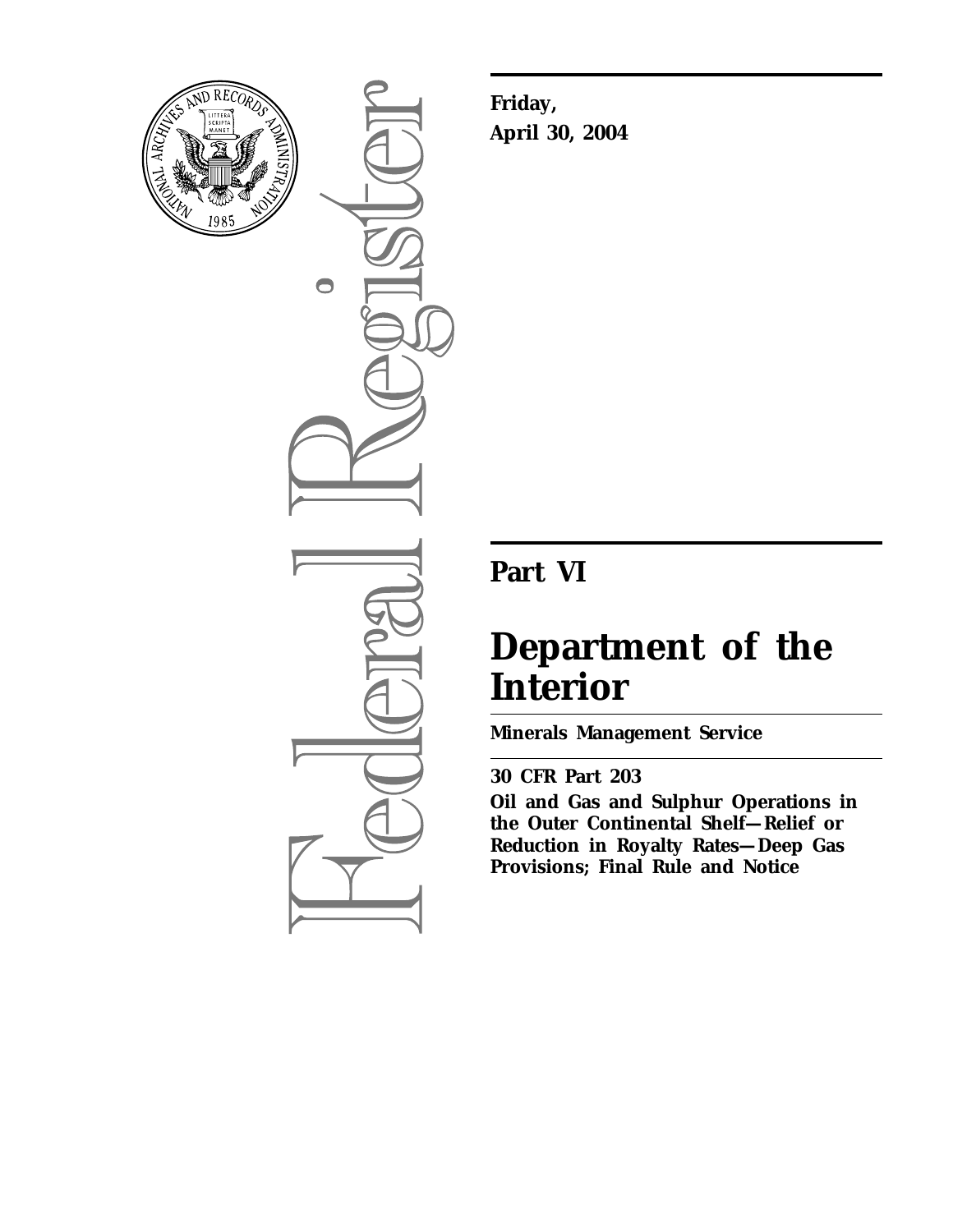**Friday,**

**April 30, 2004**

# Part VI

# Department of the Interior

**Minerals Management Service**

**30 CFR Part 203**

**Oil and Gas and Sulphur Operations in the Outer Continental Shelf—Relief or Reduction in Royalty Rates—Deep Gas Provisions; Final Rule and Notice**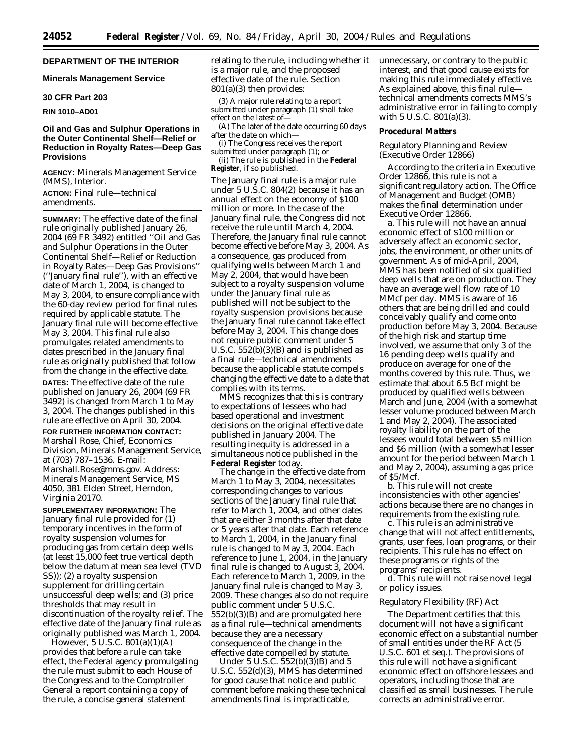**DEPARTMENT OF THE INTERIOR**

**Minerals Management Service**

**30 CFR Part 203**

**RIN 1010–AD01**

## Oil and Gas and Sulphur Operations in the Outer Continental Shelf—Relief or Reduction in Royalty Rates—Deep Gas Provisions

**AGENCY:** Minerals Management Service (MMS), Interior.

**ACTION:** Final rule—technical amendments.

**SUMMARY:** The effective date of the final rule originally published January 26, 2004 (69 FR 3492) entitled ''Oil and Gas and Sulphur Operations in the Outer Continental Shelf—Relief or Reduction in Royalty Rates—Deep Gas Provisions'' (''January final rule''), with an effective date of March 1, 2004, is changed to May 3, 2004, to ensure compliance with the 60-day review period for final rules required by applicable statute. The January final rule will become effective May 3, 2004. This final rule also promulgates related amendments to dates prescribed in the January final rule as originally published that follow from the change in the effective date.

**DATES:** The effective date of the rule published on January 26, 2004 (69 FR 3492) is changed from March 1 to May 3, 2004. The changes published in this rule are effective on April 30, 2004.

**FOR FURTHER INFORMATION CONTACT:** Marshall Rose, Chief, Economics Division, Minerals Management Service, at (703) 787–1536. E-mail: Marshall.Rose@mms.gov. Address: Minerals Management Service, MS 4050, 381 Elden Street, Herndon, Virginia 20170.

**SUPPLEMENTARY INFORMATION:** The January final rule provided for (1) temporary incentives in the form of royalty suspension volumes for producing gas from certain deep wells (at least 15,000 feet true vertical depth below the datum at mean sea level (TVD SS)); (2) a royalty suspension supplement for drilling certain unsuccessful deep wells; and (3) price thresholds that may result in discontinuation of the royalty relief. The effective date of the January final rule as originally published was March 1, 2004.

However, 5 U.S.C. 801(a)(1)(A) provides that before a rule can take effect, the Federal agency promulgating the rule must submit to each House of the Congress and to the Comptroller General a report containing a copy of the rule, a concise general statement relating to the rule, including whether it is a major rule, and the proposed effective date of the rule. Section 801(a)(3) then provides:

(3) A major rule relating to a report submitted under paragraph (1) shall take effect on the latest of—

(A) The later of the date occurring 60 days after the date on which—

(i) The Congress receives the report submitted under paragraph (1); or

(ii) The rule is published in the **Federal Register**, if so published.

The January final rule is a major rule under 5 U.S.C. 804(2) because it has an annual effect on the economy of $100 million or more. In the case of the January final rule, the Congress did not receive the rule until March 4, 2004. Therefore, the January final rule cannot become effective before May 3, 2004. As a consequence, gas produced from qualifying wells between March 1 and May 2, 2004, that would have been subject to a royalty suspension volume under the January final rule as published will not be subject to the royalty suspension provisions because the January final rule cannot take effect before May 3, 2004. This change does not require public comment under 5 U.S.C. 552(b)(3)(B) and is published as a final rule—technical amendments because the applicable statute compels changing the effective date to a date that complies with its terms.

MMS recognizes that this is contrary to expectations of lessees who had based operational and investment decisions on the original effective date published in January 2004. The resulting inequity is addressed in a simultaneous notice published in the **Federal Register** today.

The change in the effective date from March 1 to May 3, 2004, necessitates corresponding changes to various sections of the January final rule that refer to March 1, 2004, and other dates that are either 3 months after that date or 5 years after that date. Each reference to March 1, 2004, in the January final rule is changed to May 3, 2004. Each reference to June 1, 2004, in the January final rule is changed to August 3, 2004. Each reference to March 1, 2009, in the January final rule is changed to May 3, 2009. These changes also do not require public comment under 5 U.S.C. 552(b)(3)(B) and are promulgated here as a final rule—technical amendments because they are a necessary consequence of the change in the effective date compelled by statute.

Under 5 U.S.C. 552(b)(3)(B) and 5 U.S.C. 552(d)(3), MMS has determined for good cause that notice and public comment before making these technical amendments final is impracticable, unnecessary, or contrary to the public interest, and that good cause exists for making this rule immediately effective. As explained above, this final rule—technical amendments corrects MMS's administrative error in failing to comply with 5 U.S.C. 801(a)(3).

**Procedural Matters**

*Regulatory Planning and Review (Executive Order 12866)*

According to the criteria in Executive Order 12866, this rule is not a significant regulatory action. The Office of Management and Budget (OMB) makes the final determination under Executive Order 12866.

a. This rule will not have an annual economic effect of $100 million or adversely affect an economic sector, jobs, the environment, or other units of government. As of mid-April, 2004, MMS has been notified of six qualified deep wells that are on production. They have an average well flow rate of 10 MMcf per day. MMS is aware of 16 others that are being drilled and could conceivably qualify and come onto production before May 3, 2004. Because of the high risk and startup time involved, we assume that only 3 of the 16 pending deep wells qualify and produce on average for one of the months covered by this rule. Thus, we estimate that about 6.5 Bcf might be produced by qualified wells between March and June, 2004 (with a somewhat lesser volume produced between March 1 and May 2, 2004). The associated royalty liability on the part of the lessees would total between $5 million and $6 million (with a somewhat lesser amount for the period between March 1 and May 2, 2004), assuming a gas price of $5/Mcf.

b. This rule will not create inconsistencies with other agencies' actions because there are no changes in requirements from the existing rule.

c. This rule is an administrative change that will not affect entitlements, grants, user fees, loan programs, or their recipients. This rule has no effect on these programs or rights of the programs' recipients.

d. This rule will not raise novel legal or policy issues.

*Regulatory Flexibility (RF) Act*

The Department certifies that this document will not have a significant economic effect on a substantial number of small entities under the RF Act (5 U.S.C. 601 et seq.). The provisions of this rule will not have a significant economic effect on offshore lessees and operators, including those that are classified as small businesses. The rule corrects an administrative error.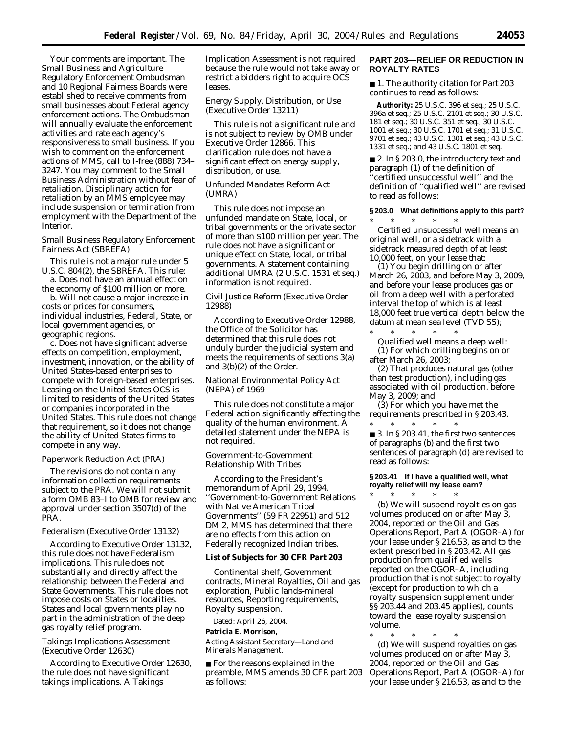Your comments are important. The Small Business and Agriculture Regulatory Enforcement Ombudsman and 10 Regional Fairness Boards were established to receive comments from small businesses about Federal agency enforcement actions. The Ombudsman will annually evaluate the enforcement activities and rate each agency's responsiveness to small business. If you wish to comment on the enforcement actions of MMS, call toll-free (888) 734–3247. You may comment to the Small Business Administration without fear of retaliation. Disciplinary action for retaliation by an MMS employee may include suspension or termination from employment with the Department of the Interior.

*Small Business Regulatory Enforcement Fairness Act (SBREFA)*

This rule is not a major rule under 5 U.S.C. 804(2), the SBREFA. This rule:

a. Does not have an annual effect on the economy of $100 million or more.

b. Will not cause a major increase in costs or prices for consumers, individual industries, Federal, State, or local government agencies, or geographic regions.

c. Does not have significant adverse effects on competition, employment, investment, innovation, or the ability of United States-based enterprises to compete with foreign-based enterprises. Leasing on the United States OCS is limited to residents of the United States or companies incorporated in the United States. This rule does not change that requirement, so it does not change the ability of United States firms to compete in any way.

*Paperwork Reduction Act (PRA)*

The revisions do not contain any information collection requirements subject to the PRA. We will not submit a form OMB 83–I to OMB for review and approval under section 3507(d) of the PRA.

*Federalism (Executive Order 13132)*

According to Executive Order 13132, this rule does not have Federalism implications. This rule does not substantially and directly affect the relationship between the Federal and State Governments. This rule does not impose costs on States or localities. States and local governments play no part in the administration of the deep gas royalty relief program.

*Takings Implications Assessment (Executive Order 12630)*

According to Executive Order 12630, the rule does not have significant takings implications. A Takings Implication Assessment is not required because the rule would not take away or restrict a bidders right to acquire OCS leases.

*Energy Supply, Distribution, or Use (Executive Order 13211)*

This rule is not a significant rule and is not subject to review by OMB under Executive Order 12866. This clarification rule does not have a significant effect on energy supply, distribution, or use.

*Unfunded Mandates Reform Act (UMRA)*

This rule does not impose an unfunded mandate on State, local, or tribal governments or the private sector of more than $100 million per year. The rule does not have a significant or unique effect on State, local, or tribal governments. A statement containing additional UMRA (2 U.S.C. 1531 *et seq.*) information is not required.

*Civil Justice Reform (Executive Order 12988)*

According to Executive Order 12988, the Office of the Solicitor has determined that this rule does not unduly burden the judicial system and meets the requirements of sections 3(a) and 3(b)(2) of the Order.

*National Environmental Policy Act (NEPA) of 1969*

This rule does not constitute a major Federal action significantly affecting the quality of the human environment. A detailed statement under the NEPA is not required.

*Government-to-Government Relationship With Tribes*

According to the President's memorandum of April 29, 1994, ''Government-to-Government Relations with Native American Tribal Governments'' (59 FR 22951) and 512 DM 2, MMS has determined that there are no effects from this action on Federally recognized Indian tribes.

**List of Subjects for 30 CFR Part 203**

Continental shelf, Government contracts, Mineral Royalties, Oil and gas exploration, Public lands-mineral resources, Reporting requirements, Royalty suspension.

Dated: April 26, 2004.

**Patricia E. Morrison,**

*Acting Assistant Secretary—Land and Minerals Management.*

■ For the reasons explained in the preamble, MMS amends 30 CFR part 203 as follows:

**PART 203—RELIEF OR REDUCTION IN ROYALTY RATES**

■ 1. The authority citation for Part 203 continues to read as follows:

**Authority:** 25 U.S.C. 396 *et seq.*; 25 U.S.C. 396a *et seq.*; 25 U.S.C. 2101 *et seq.*; 30 U.S.C. 181 *et seq.*; 30 U.S.C. 351 *et seq.*; 30 U.S.C. 1001 *et seq.*; 30 U.S.C. 1701 *et seq.*; 31 U.S.C. 9701 *et seq.*; 43 U.S.C. 1301 *et seq.*; 43 U.S.C. 1331 *et seq.*; and 43 U.S.C. 1801 *et seq.*

■ 2. In § 203.0, the introductory text and paragraph (1) of the definition of ''certified unsuccessful well'' and the definition of ''qualified well'' are revised to read as follows:

**§ 203.0 What definitions apply to this part?**

\* \* \* \* \*

*Certified unsuccessful well* means an original well, or a sidetrack with a sidetrack measured depth of at least 10,000 feet, on your lease that:

(1) You begin drilling on or after March 26, 2003, and before May 3, 2009, and before your lease produces gas or oil from a deep well with a perforated interval the top of which is at least 18,000 feet true vertical depth below the datum at mean sea level (TVD SS);

\* \* \* \* \*

*Qualified well* means a deep well:

(1) For which drilling begins on or after March 26, 2003;

(2) That produces natural gas (other than test production), including gas associated with oil production, before May 3, 2009; and

(3) For which you have met the requirements prescribed in § 203.43.

\* \* \* \* \*

■ 3. In § 203.41, the first two sentences of paragraphs (b) and the first two sentences of paragraph (d) are revised to read as follows:

**§ 203.41 If I have a qualified well, what royalty relief will my lease earn?**

\* \* \* \* \*

(b) We will suspend royalties on gas volumes produced on or after May 3, 2004, reported on the Oil and Gas Operations Report, Part A (OGOR–A) for your lease under § 216.53, as and to the extent prescribed in § 203.42. All gas production from qualified wells reported on the OGOR–A, including production that is not subject to royalty (except for production to which a royalty suspension supplement under §§ 203.44 and 203.45 applies), counts toward the lease royalty suspension volume.

\* \* \* \* \*

(d) We will suspend royalties on gas volumes produced on or after May 3, 2004, reported on the Oil and Gas Operations Report, Part A (OGOR–A) for your lease under § 216.53, as and to the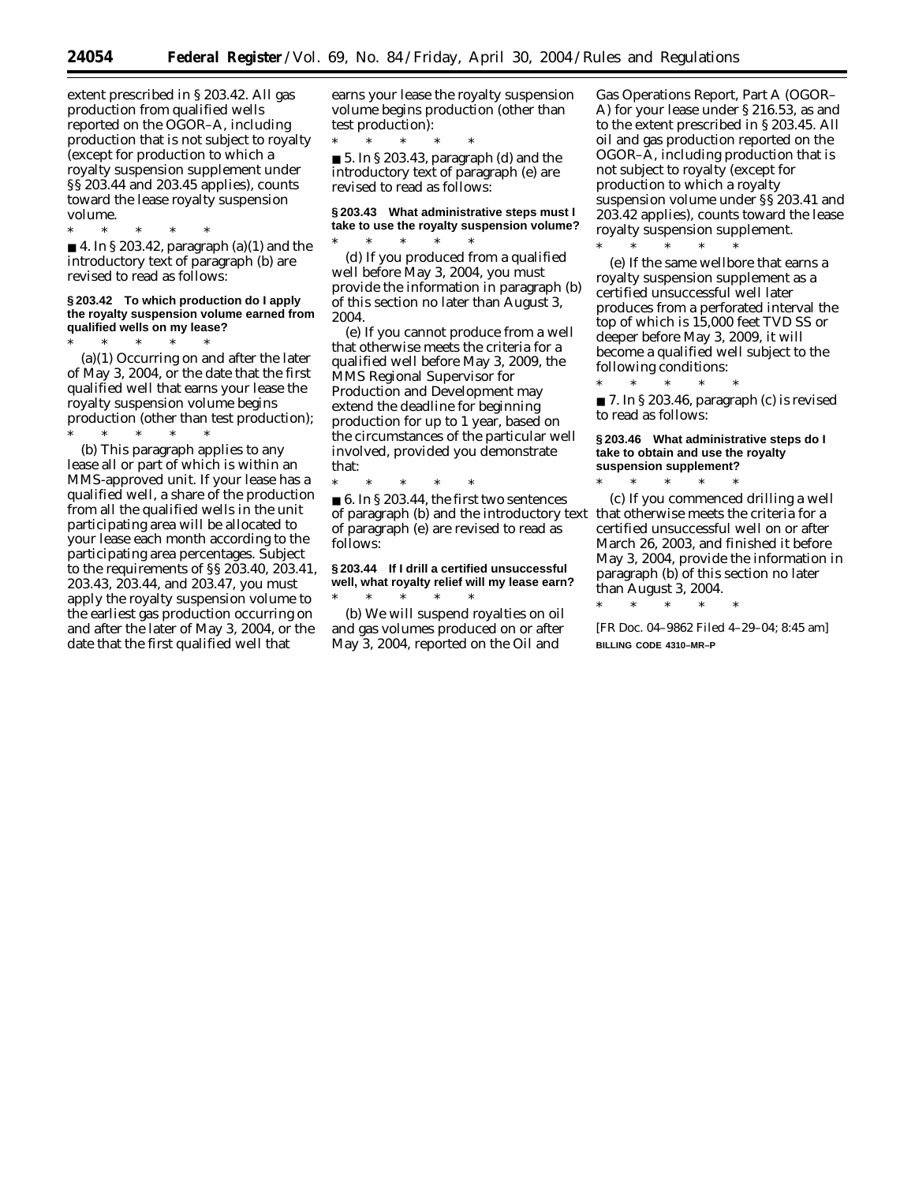extent prescribed in § 203.42. All gas production from qualified wells reported on the OGOR–A, including production that is not subject to royalty (except for production to which a royalty suspension supplement under §§ 203.44 and 203.45 applies), counts toward the lease royalty suspension volume.

\* \* \* \* \*

■ 4. In § 203.42, paragraph (a)(1) and the introductory text of paragraph (b) are revised to read as follows:

**§ 203.42 To which production do I apply the royalty suspension volume earned from qualified wells on my lease?**

\* \* \* \* \*

(a)(1) Occurring on and after the later of May 3, 2004, or the date that the first qualified well that earns your lease the royalty suspension volume begins production (other than test production);

\* \* \* \* \*

(b) This paragraph applies to any lease all or part of which is within an MMS-approved unit. If your lease has a qualified well, a share of the production from all the qualified wells in the unit participating area will be allocated to your lease each month according to the participating area percentages. Subject to the requirements of §§ 203.40, 203.41, 203.43, 203.44, and 203.47, you must apply the royalty suspension volume to the earliest gas production occurring on and after the later of May 3, 2004, or the date that the first qualified well that earns your lease the royalty suspension volume begins production (other than test production):

\* \* \* \* \*

■ 5. In § 203.43, paragraph (d) and the introductory text of paragraph (e) are revised to read as follows:

**§ 203.43 What administrative steps must I take to use the royalty suspension volume?**

\* \* \* \* \*

(d) If you produced from a qualified well before May 3, 2004, you must provide the information in paragraph (b) of this section no later than August 3, 2004.

(e) If you cannot produce from a well that otherwise meets the criteria for a qualified well before May 3, 2009, the MMS Regional Supervisor for Production and Development may extend the deadline for beginning production for up to 1 year, based on the circumstances of the particular well involved, provided you demonstrate that:

\* \* \* \* \*

■ 6. In § 203.44, the first two sentences of paragraph (b) and the introductory text of paragraph (e) are revised to read as follows:

**§ 203.44 If I drill a certified unsuccessful well, what royalty relief will my lease earn?**

\* \* \* \* \*

(b) We will suspend royalties on oil and gas volumes produced on or after May 3, 2004, reported on the Oil and Gas Operations Report, Part A (OGOR–A) for your lease under § 216.53, as and to the extent prescribed in § 203.45. All oil and gas production reported on the OGOR–A, including production that is not subject to royalty (except for production to which a royalty suspension volume under §§ 203.41 and 203.42 applies), counts toward the lease royalty suspension supplement.

\* \* \* \* \*

(e) If the same wellbore that earns a royalty suspension supplement as a certified unsuccessful well later produces from a perforated interval the top of which is 15,000 feet TVD SS or deeper before May 3, 2009, it will become a qualified well subject to the following conditions:

\* \* \* \* \*

■ 7. In § 203.46, paragraph (c) is revised to read as follows:

**§ 203.46 What administrative steps do I take to obtain and use the royalty suspension supplement?**

\* \* \* \* \*

(c) If you commenced drilling a well that otherwise meets the criteria for a certified unsuccessful well on or after March 26, 2003, and finished it before May 3, 2004, provide the information in paragraph (b) of this section no later than August 3, 2004.

\* \* \* \* \*

[FR Doc. 04–9862 Filed 4–29–04; 8:45 am]

**BILLING CODE 4310–MR–P**